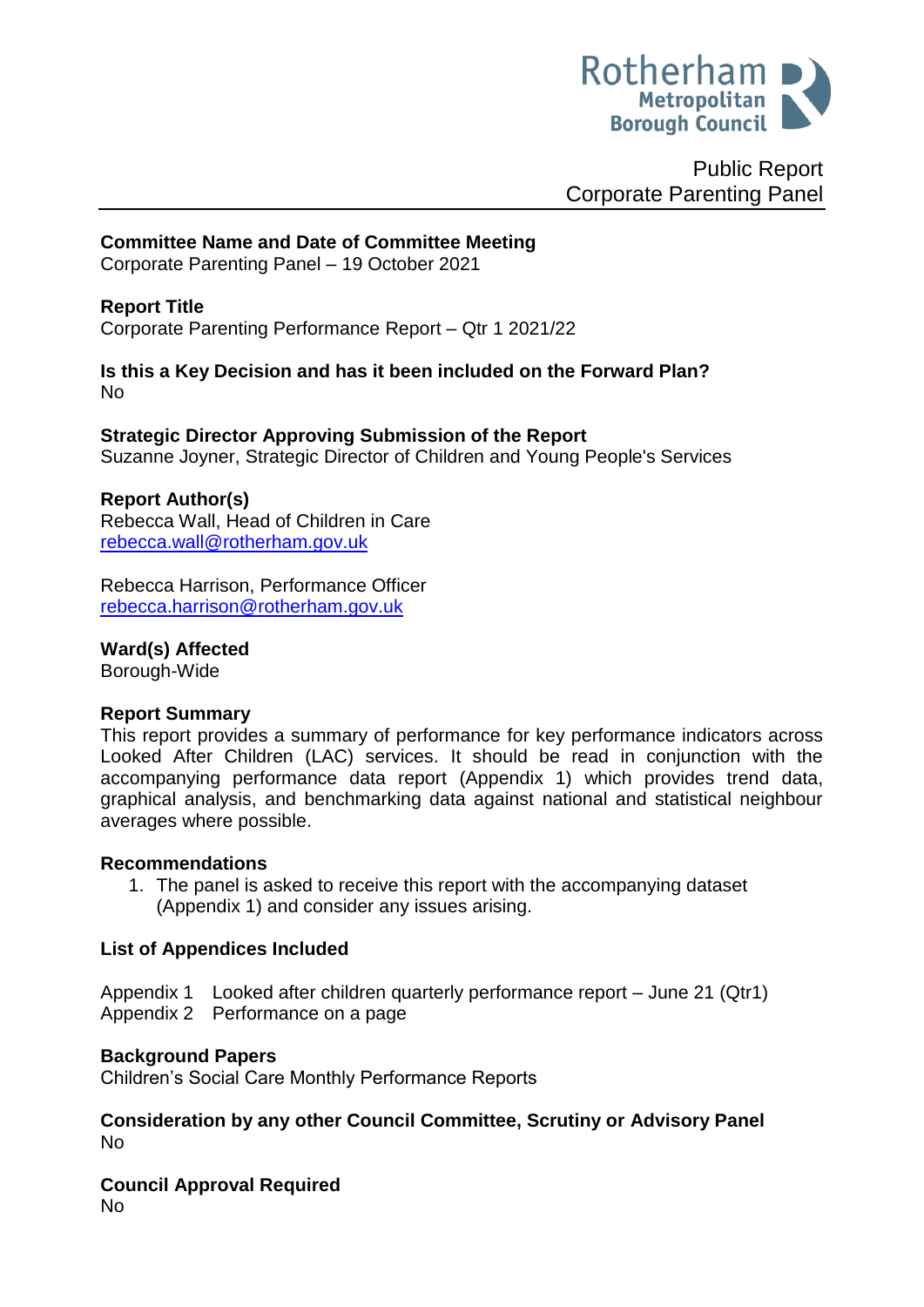Public Report
Corporate Parenting Panel

**Committee Name and Date of Committee Meeting**
Corporate Parenting Panel – 19 October 2021

**Report Title**
Corporate Parenting Performance Report – Qtr 1 2021/22

**Is this a Key Decision and has it been included on the Forward Plan?**
No

**Strategic Director Approving Submission of the Report**
Suzanne Joyner, Strategic Director of Children and Young People's Services

**Report Author(s)**
Rebecca Wall, Head of Children in Care
rebecca.wall@rotherham.gov.uk

Rebecca Harrison, Performance Officer
rebecca.harrison@rotherham.gov.uk

**Ward(s) Affected**
Borough-Wide

**Report Summary**
This report provides a summary of performance for key performance indicators across Looked After Children (LAC) services. It should be read in conjunction with the accompanying performance data report (Appendix 1) which provides trend data, graphical analysis, and benchmarking data against national and statistical neighbour averages where possible.

**Recommendations**

1. The panel is asked to receive this report with the accompanying dataset (Appendix 1) and consider any issues arising.

**List of Appendices Included**

Appendix 1 Looked after children quarterly performance report – June 21 (Qtr1)
Appendix 2 Performance on a page

**Background Papers**
Children's Social Care Monthly Performance Reports

**Consideration by any other Council Committee, Scrutiny or Advisory Panel**
No

**Council Approval Required**
No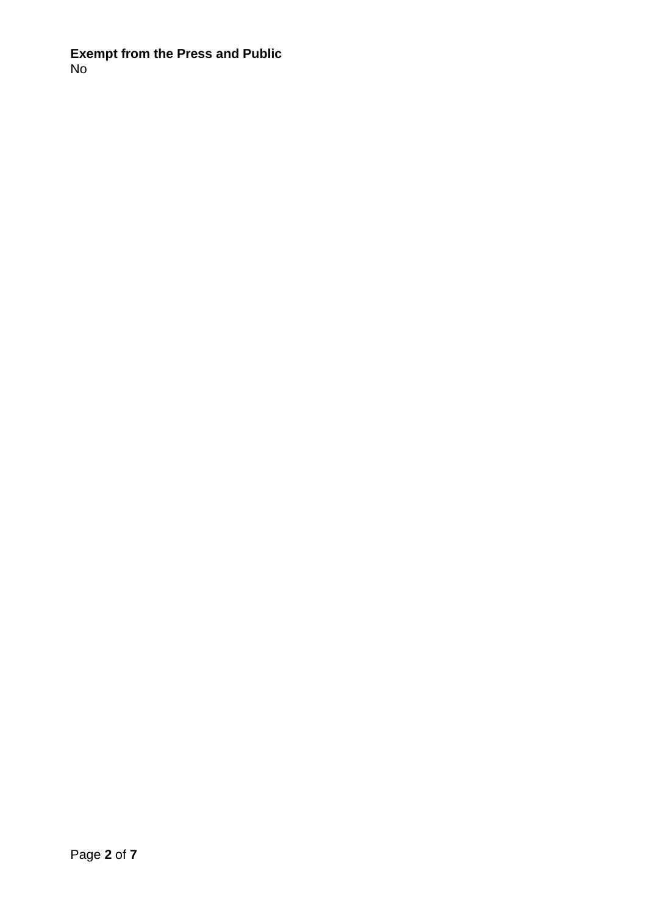**Exempt from the Press and Public**
No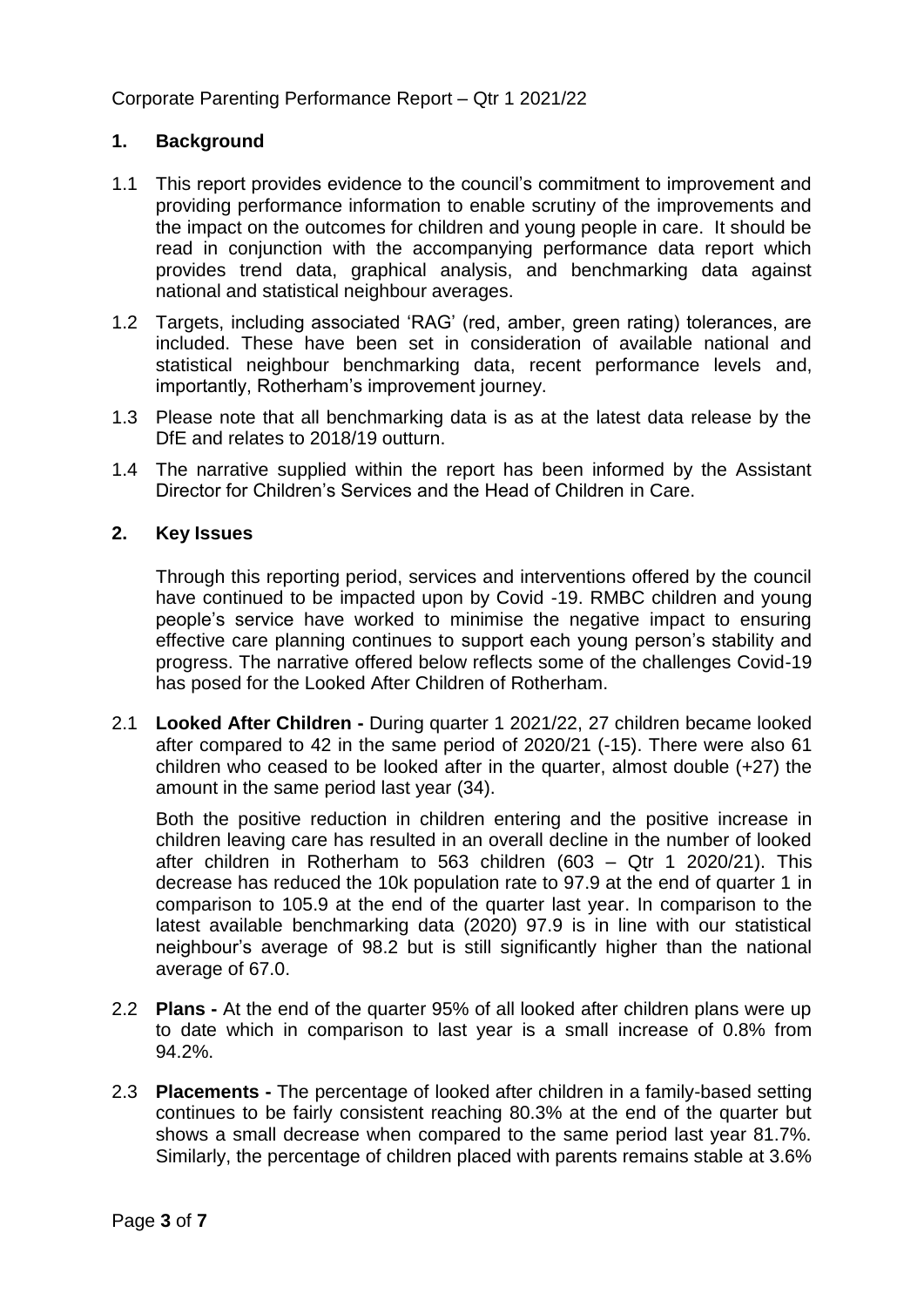Corporate Parenting Performance Report – Qtr 1 2021/22

## 1. Background

1.1 This report provides evidence to the council's commitment to improvement and providing performance information to enable scrutiny of the improvements and the impact on the outcomes for children and young people in care. It should be read in conjunction with the accompanying performance data report which provides trend data, graphical analysis, and benchmarking data against national and statistical neighbour averages.

1.2 Targets, including associated 'RAG' (red, amber, green rating) tolerances, are included. These have been set in consideration of available national and statistical neighbour benchmarking data, recent performance levels and, importantly, Rotherham's improvement journey.

1.3 Please note that all benchmarking data is as at the latest data release by the DfE and relates to 2018/19 outturn.

1.4 The narrative supplied within the report has been informed by the Assistant Director for Children's Services and the Head of Children in Care.

## 2. Key Issues

Through this reporting period, services and interventions offered by the council have continued to be impacted upon by Covid -19. RMBC children and young people's service have worked to minimise the negative impact to ensuring effective care planning continues to support each young person's stability and progress. The narrative offered below reflects some of the challenges Covid-19 has posed for the Looked After Children of Rotherham.

2.1 **Looked After Children -** During quarter 1 2021/22, 27 children became looked after compared to 42 in the same period of 2020/21 (-15). There were also 61 children who ceased to be looked after in the quarter, almost double (+27) the amount in the same period last year (34).

Both the positive reduction in children entering and the positive increase in children leaving care has resulted in an overall decline in the number of looked after children in Rotherham to 563 children (603 – Qtr 1 2020/21). This decrease has reduced the 10k population rate to 97.9 at the end of quarter 1 in comparison to 105.9 at the end of the quarter last year. In comparison to the latest available benchmarking data (2020) 97.9 is in line with our statistical neighbour's average of 98.2 but is still significantly higher than the national average of 67.0.

2.2 **Plans -** At the end of the quarter 95% of all looked after children plans were up to date which in comparison to last year is a small increase of 0.8% from 94.2%.

2.3 **Placements -** The percentage of looked after children in a family-based setting continues to be fairly consistent reaching 80.3% at the end of the quarter but shows a small decrease when compared to the same period last year 81.7%. Similarly, the percentage of children placed with parents remains stable at 3.6%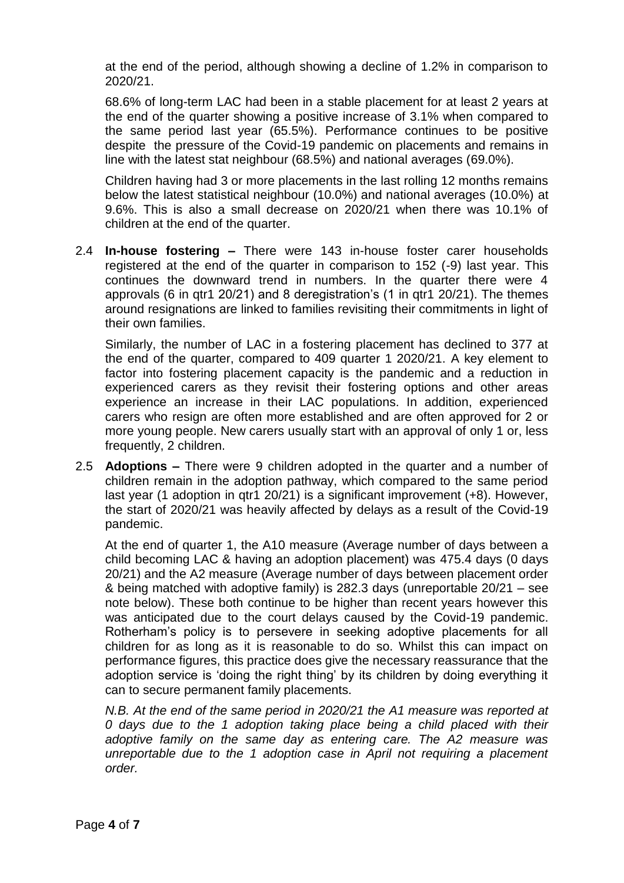at the end of the period, although showing a decline of 1.2% in comparison to 2020/21.

68.6% of long-term LAC had been in a stable placement for at least 2 years at the end of the quarter showing a positive increase of 3.1% when compared to the same period last year (65.5%). Performance continues to be positive despite the pressure of the Covid-19 pandemic on placements and remains in line with the latest stat neighbour (68.5%) and national averages (69.0%).

Children having had 3 or more placements in the last rolling 12 months remains below the latest statistical neighbour (10.0%) and national averages (10.0%) at 9.6%. This is also a small decrease on 2020/21 when there was 10.1% of children at the end of the quarter.

2.4 **In-house fostering –** There were 143 in-house foster carer households registered at the end of the quarter in comparison to 152 (-9) last year. This continues the downward trend in numbers. In the quarter there were 4 approvals (6 in qtr1 20/21) and 8 deregistration's (1 in qtr1 20/21). The themes around resignations are linked to families revisiting their commitments in light of their own families.

Similarly, the number of LAC in a fostering placement has declined to 377 at the end of the quarter, compared to 409 quarter 1 2020/21. A key element to factor into fostering placement capacity is the pandemic and a reduction in experienced carers as they revisit their fostering options and other areas experience an increase in their LAC populations. In addition, experienced carers who resign are often more established and are often approved for 2 or more young people. New carers usually start with an approval of only 1 or, less frequently, 2 children.

2.5 **Adoptions –** There were 9 children adopted in the quarter and a number of children remain in the adoption pathway, which compared to the same period last year (1 adoption in qtr1 20/21) is a significant improvement (+8). However, the start of 2020/21 was heavily affected by delays as a result of the Covid-19 pandemic.

At the end of quarter 1, the A10 measure (Average number of days between a child becoming LAC & having an adoption placement) was 475.4 days (0 days 20/21) and the A2 measure (Average number of days between placement order & being matched with adoptive family) is 282.3 days (unreportable 20/21 – see note below). These both continue to be higher than recent years however this was anticipated due to the court delays caused by the Covid-19 pandemic. Rotherham's policy is to persevere in seeking adoptive placements for all children for as long as it is reasonable to do so. Whilst this can impact on performance figures, this practice does give the necessary reassurance that the adoption service is 'doing the right thing' by its children by doing everything it can to secure permanent family placements.

*N.B. At the end of the same period in 2020/21 the A1 measure was reported at 0 days due to the 1 adoption taking place being a child placed with their adoptive family on the same day as entering care. The A2 measure was unreportable due to the 1 adoption case in April not requiring a placement order.*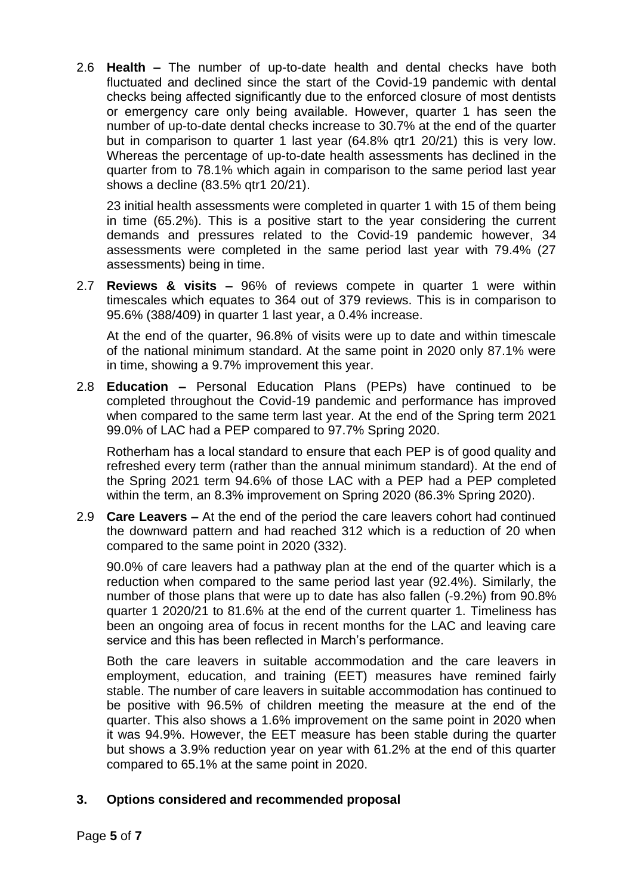2.6 **Health –** The number of up-to-date health and dental checks have both fluctuated and declined since the start of the Covid-19 pandemic with dental checks being affected significantly due to the enforced closure of most dentists or emergency care only being available. However, quarter 1 has seen the number of up-to-date dental checks increase to 30.7% at the end of the quarter but in comparison to quarter 1 last year (64.8% qtr1 20/21) this is very low. Whereas the percentage of up-to-date health assessments has declined in the quarter from to 78.1% which again in comparison to the same period last year shows a decline (83.5% qtr1 20/21).

23 initial health assessments were completed in quarter 1 with 15 of them being in time (65.2%). This is a positive start to the year considering the current demands and pressures related to the Covid-19 pandemic however, 34 assessments were completed in the same period last year with 79.4% (27 assessments) being in time.

2.7 **Reviews & visits –** 96% of reviews compete in quarter 1 were within timescales which equates to 364 out of 379 reviews. This is in comparison to 95.6% (388/409) in quarter 1 last year, a 0.4% increase.

At the end of the quarter, 96.8% of visits were up to date and within timescale of the national minimum standard. At the same point in 2020 only 87.1% were in time, showing a 9.7% improvement this year.

2.8 **Education –** Personal Education Plans (PEPs) have continued to be completed throughout the Covid-19 pandemic and performance has improved when compared to the same term last year. At the end of the Spring term 2021 99.0% of LAC had a PEP compared to 97.7% Spring 2020.

Rotherham has a local standard to ensure that each PEP is of good quality and refreshed every term (rather than the annual minimum standard). At the end of the Spring 2021 term 94.6% of those LAC with a PEP had a PEP completed within the term, an 8.3% improvement on Spring 2020 (86.3% Spring 2020).

2.9 **Care Leavers –** At the end of the period the care leavers cohort had continued the downward pattern and had reached 312 which is a reduction of 20 when compared to the same point in 2020 (332).

90.0% of care leavers had a pathway plan at the end of the quarter which is a reduction when compared to the same period last year (92.4%). Similarly, the number of those plans that were up to date has also fallen (-9.2%) from 90.8% quarter 1 2020/21 to 81.6% at the end of the current quarter 1. Timeliness has been an ongoing area of focus in recent months for the LAC and leaving care service and this has been reflected in March's performance.

Both the care leavers in suitable accommodation and the care leavers in employment, education, and training (EET) measures have remined fairly stable. The number of care leavers in suitable accommodation has continued to be positive with 96.5% of children meeting the measure at the end of the quarter. This also shows a 1.6% improvement on the same point in 2020 when it was 94.9%. However, the EET measure has been stable during the quarter but shows a 3.9% reduction year on year with 61.2% at the end of this quarter compared to 65.1% at the same point in 2020.

## 3. Options considered and recommended proposal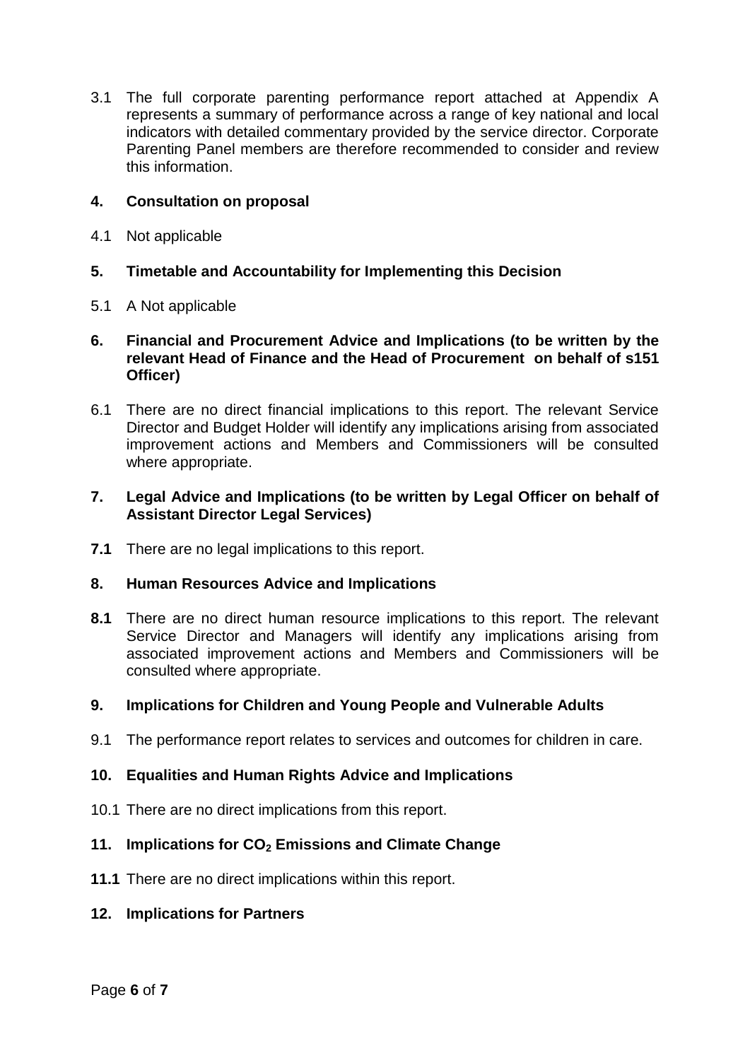3.1 The full corporate parenting performance report attached at Appendix A represents a summary of performance across a range of key national and local indicators with detailed commentary provided by the service director. Corporate Parenting Panel members are therefore recommended to consider and review this information.

## 4. Consultation on proposal

4.1 Not applicable

## 5. Timetable and Accountability for Implementing this Decision

5.1 A Not applicable

## 6. Financial and Procurement Advice and Implications (to be written by the relevant Head of Finance and the Head of Procurement on behalf of s151 Officer)

6.1 There are no direct financial implications to this report. The relevant Service Director and Budget Holder will identify any implications arising from associated improvement actions and Members and Commissioners will be consulted where appropriate.

## 7. Legal Advice and Implications (to be written by Legal Officer on behalf of Assistant Director Legal Services)

**7.1** There are no legal implications to this report.

## 8. Human Resources Advice and Implications

**8.1** There are no direct human resource implications to this report. The relevant Service Director and Managers will identify any implications arising from associated improvement actions and Members and Commissioners will be consulted where appropriate.

## 9. Implications for Children and Young People and Vulnerable Adults

9.1 The performance report relates to services and outcomes for children in care.

## 10. Equalities and Human Rights Advice and Implications

10.1 There are no direct implications from this report.

## 11. Implications for $CO_2$ Emissions and Climate Change

**11.1** There are no direct implications within this report.

## 12. Implications for Partners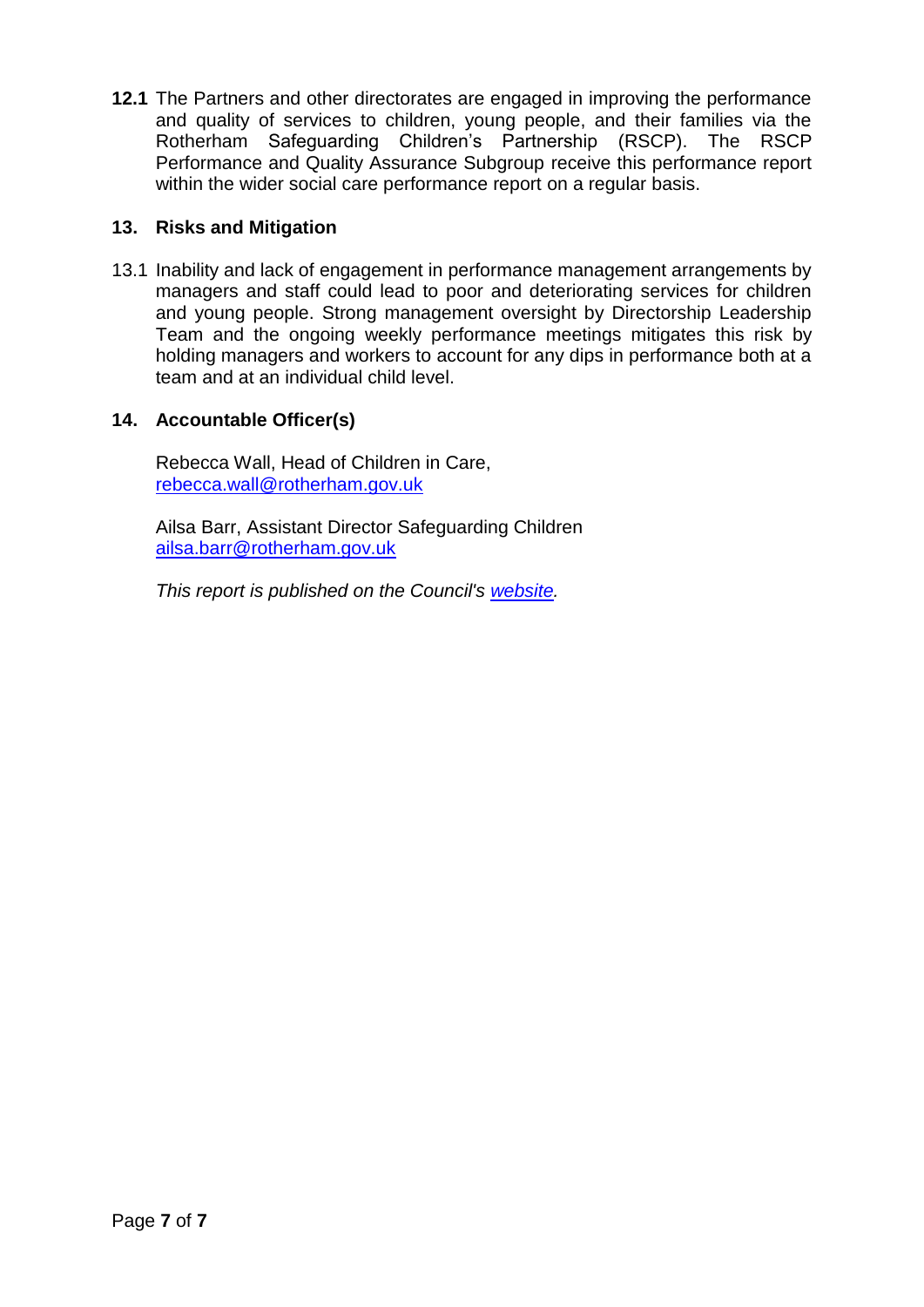**12.1** The Partners and other directorates are engaged in improving the performance and quality of services to children, young people, and their families via the Rotherham Safeguarding Children's Partnership (RSCP). The RSCP Performance and Quality Assurance Subgroup receive this performance report within the wider social care performance report on a regular basis.

## 13. Risks and Mitigation

13.1 Inability and lack of engagement in performance management arrangements by managers and staff could lead to poor and deteriorating services for children and young people. Strong management oversight by Directorship Leadership Team and the ongoing weekly performance meetings mitigates this risk by holding managers and workers to account for any dips in performance both at a team and at an individual child level.

## 14. Accountable Officer(s)

Rebecca Wall, Head of Children in Care,
rebecca.wall@rotherham.gov.uk

Ailsa Barr, Assistant Director Safeguarding Children
ailsa.barr@rotherham.gov.uk

*This report is published on the Council's website.*